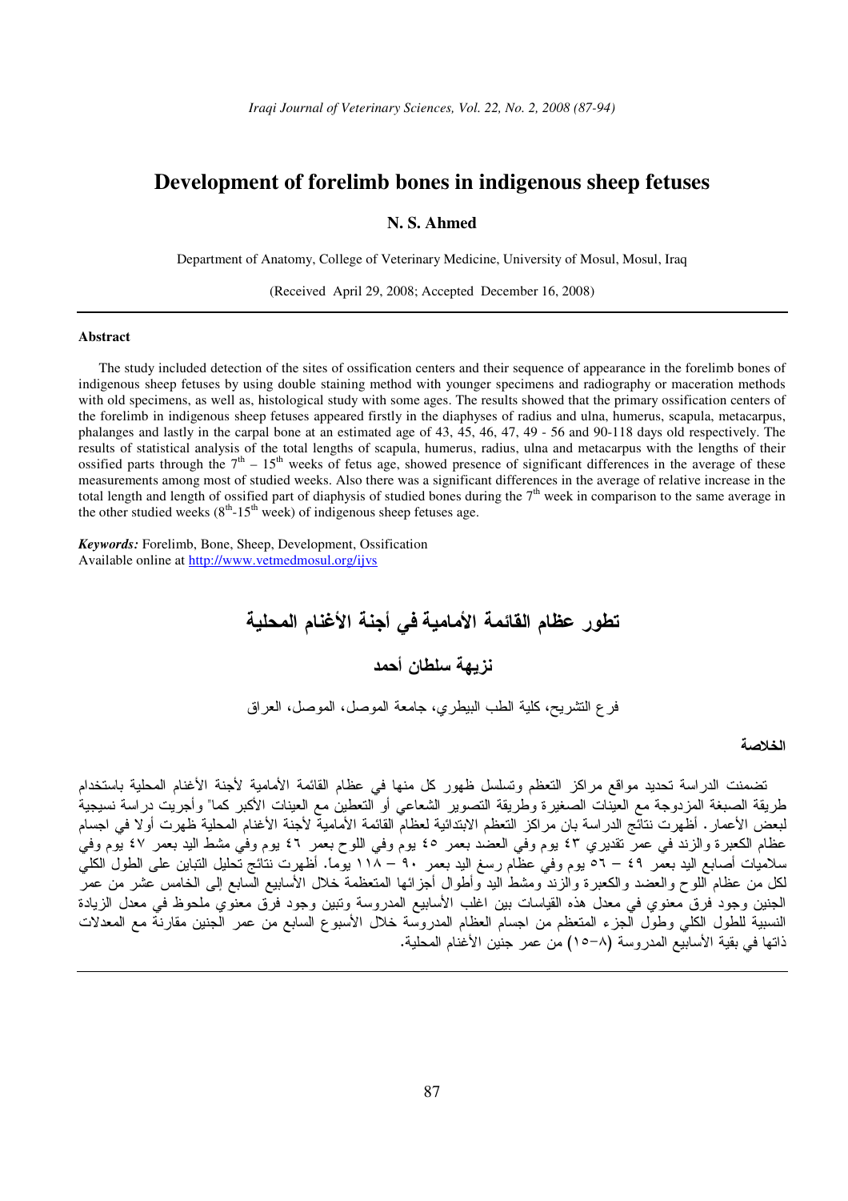# Development of forelimb bones in indigenous sheep fetuses

**N. S. Ahmed**

Department of Anatomy, College of Veterinary Medicine, University of Mosul, Mosul, Iraq

(Received April 29, 2008; Accepted December 16, 2008)

## Abstract

The study included detection of the sites of ossification centers and their sequence of appearance in the forelimb bones of indigenous sheep fetuses by using double staining method with younger specimens and radiography or maceration methods with old specimens, as well as, histological study with some ages. The results showed that the primary ossification centers of the forelimb in indigenous sheep fetuses appeared firstly in the diaphyses of radius and ulna, humerus, scapula, metacarpus, phalanges and lastly in the carpal bone at an estimated age of 43, 45, 46, 47, 49 - 56 and 90-118 days old respectively. The results of statistical analysis of the total lengths of scapula, humerus, radius, ulna and metacarpus with the lengths of their ossified parts through the 7th – 15th weeks of fetus age, showed presence of significant differences in the average of these measurements among most of studied weeks. Also there was a significant differences in the average of relative increase in the total length and length of ossified part of diaphysis of studied bones during the 7th week in comparison to the same average in the other studied weeks (8th-15th week) of indigenous sheep fetuses age.

***Keywords:*** Forelimb, Bone, Sheep, Development, Ossification
Available online at http://www.vetmedmosul.org/ijvs

# تطور عظام القائمة الأمامية في أجنة الأغنام المحلية

**نزيهة سلطان أحمد**

فرع التشريح، كلية الطب البيطري، جامعة الموصل، الموصل، العراق

## الخلاصة

تضمنت الدراسة تحديد مواقع مراكز التعظم وتسلسل ظهور كل منها في عظام القائمة الأمامية لأجنة الأغنام المحلية باستخدام طريقة الصبغة المزدوجة مع العينات الصغيرة وطريقة التصوير الشعاعي أو التعطين مع العينات الأكبر كما" وأجريت دراسة نسيجية لبعض الأعمار. أظهرت نتائج الدراسة بان مراكز التعظم الابتدائية لعظام القائمة الأمامية لأجنة الأغنام المحلية ظهرت أولا في اجسام عظام الكعبرة والزند في عمر تقديري ٤٣ يوم وفي العضد بعمر ٤٥ يوم وفي اللوح بعمر ٤٦ يوم وفي مشط اليد بعمر ٤٧ يوم وفي سلاميات أصابع اليد بعمر ٤٩ – ٥٦ يوم وفي عظام رسغ اليد بعمر ٩٠ – ١١٨ يوماً. أظهرت نتائج تحليل التباين على الطول الكلي لكل من عظام اللوح والعضد والكعبرة والزند ومشط اليد وأطوال أجزائها المتعظمة خلال الأسابيع السابع إلى الخامس عشر من عمر الجنين وجود فرق معنوي في معدل هذه القياسات بين اغلب الأسابيع المدروسة وتبين وجود فرق معنوي ملحوظ في معدل الزيادة النسبية للطول الكلي وطول الجزء المتعظم من اجسام العظام المدروسة خلال الأسبوع السابع من عمر الجنين مقارنة مع المعدلات ذاتها في بقية الأسابيع المدروسة (٨–١٥) من عمر جنين الأغنام المحلية.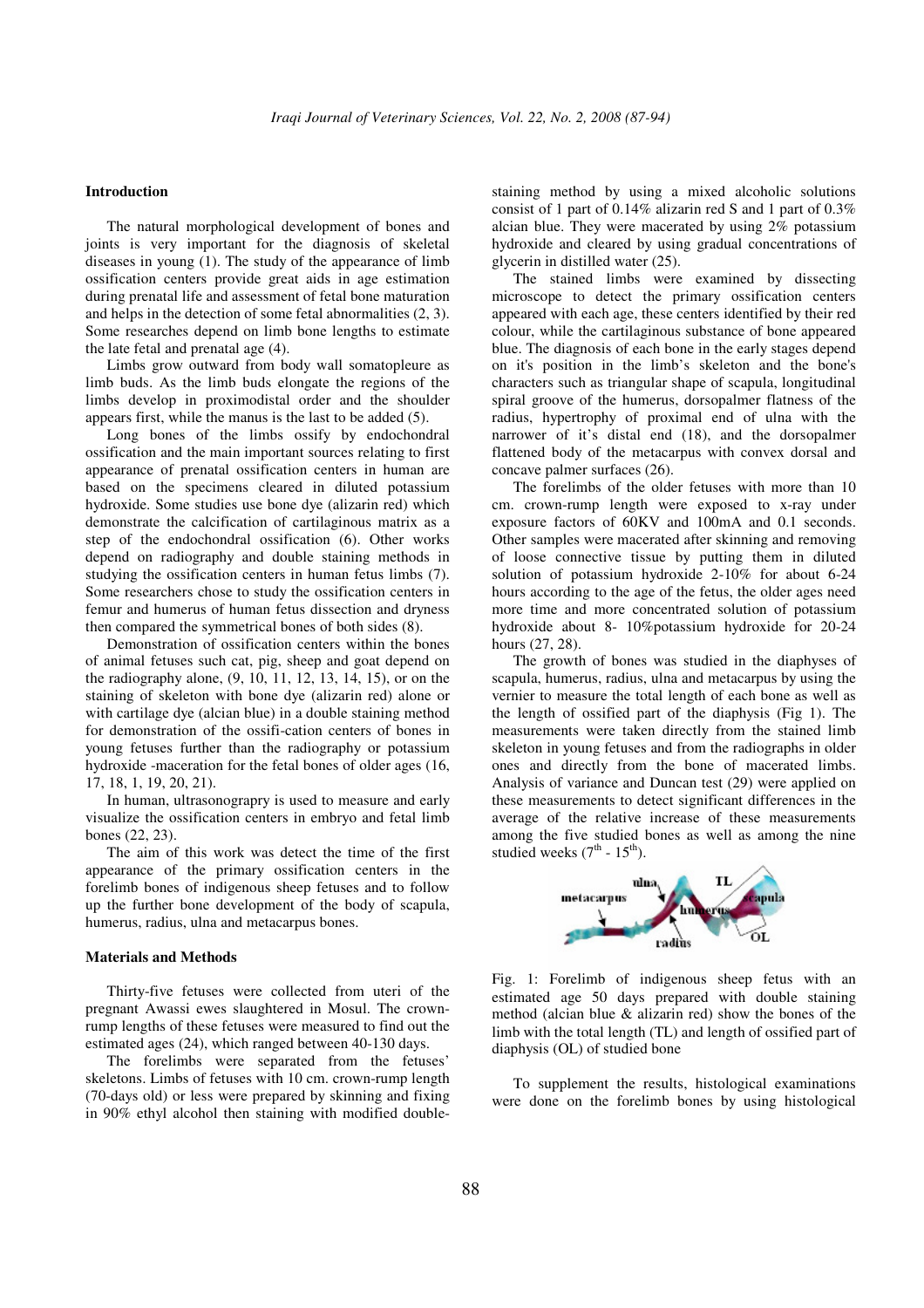## Introduction

The natural morphological development of bones and joints is very important for the diagnosis of skeletal diseases in young (1). The study of the appearance of limb ossification centers provide great aids in age estimation during prenatal life and assessment of fetal bone maturation and helps in the detection of some fetal abnormalities (2, 3). Some researches depend on limb bone lengths to estimate the late fetal and prenatal age (4).

Limbs grow outward from body wall somatopleure as limb buds. As the limb buds elongate the regions of the limbs develop in proximodistal order and the shoulder appears first, while the manus is the last to be added (5).

Long bones of the limbs ossify by endochondral ossification and the main important sources relating to first appearance of prenatal ossification centers in human are based on the specimens cleared in diluted potassium hydroxide. Some studies use bone dye (alizarin red) which demonstrate the calcification of cartilaginous matrix as a step of the endochondral ossification (6). Other works depend on radiography and double staining methods in studying the ossification centers in human fetus limbs (7). Some researchers chose to study the ossification centers in femur and humerus of human fetus dissection and dryness then compared the symmetrical bones of both sides (8).

Demonstration of ossification centers within the bones of animal fetuses such cat, pig, sheep and goat depend on the radiography alone, (9, 10, 11, 12, 13, 14, 15), or on the staining of skeleton with bone dye (alizarin red) alone or with cartilage dye (alcian blue) in a double staining method for demonstration of the ossifi-cation centers of bones in young fetuses further than the radiography or potassium hydroxide -maceration for the fetal bones of older ages (16, 17, 18, 1, 19, 20, 21).

In human, ultrasonograpry is used to measure and early visualize the ossification centers in embryo and fetal limb bones (22, 23).

The aim of this work was detect the time of the first appearance of the primary ossification centers in the forelimb bones of indigenous sheep fetuses and to follow up the further bone development of the body of scapula, humerus, radius, ulna and metacarpus bones.

## Materials and Methods

Thirty-five fetuses were collected from uteri of the pregnant Awassi ewes slaughtered in Mosul. The crown-rump lengths of these fetuses were measured to find out the estimated ages (24), which ranged between 40-130 days.

The forelimbs were separated from the fetuses' skeletons. Limbs of fetuses with 10 cm. crown-rump length (70-days old) or less were prepared by skinning and fixing in 90% ethyl alcohol then staining with modified double-staining method by using a mixed alcoholic solutions consist of 1 part of 0.14% alizarin red S and 1 part of 0.3% alcian blue. They were macerated by using 2% potassium hydroxide and cleared by using gradual concentrations of glycerin in distilled water (25).

The stained limbs were examined by dissecting microscope to detect the primary ossification centers appeared with each age, these centers identified by their red colour, while the cartilaginous substance of bone appeared blue. The diagnosis of each bone in the early stages depend on it's position in the limb's skeleton and the bone's characters such as triangular shape of scapula, longitudinal spiral groove of the humerus, dorsopalmer flatness of the radius, hypertrophy of proximal end of ulna with the narrower of it's distal end (18), and the dorsopalmer flattened body of the metacarpus with convex dorsal and concave palmer surfaces (26).

The forelimbs of the older fetuses with more than 10 cm. crown-rump length were exposed to x-ray under exposure factors of 60KV and 100mA and 0.1 seconds. Other samples were macerated after skinning and removing of loose connective tissue by putting them in diluted solution of potassium hydroxide 2-10% for about 6-24 hours according to the age of the fetus, the older ages need more time and more concentrated solution of potassium hydroxide about 8- 10%potassium hydroxide for 20-24 hours (27, 28).

The growth of bones was studied in the diaphyses of scapula, humerus, radius, ulna and metacarpus by using the vernier to measure the total length of each bone as well as the length of ossified part of the diaphysis (Fig 1). The measurements were taken directly from the stained limb skeleton in young fetuses and from the radiographs in older ones and directly from the bone of macerated limbs. Analysis of variance and Duncan test (29) were applied on these measurements to detect significant differences in the average of the relative increase of these measurements among the five studied bones as well as among the nine studied weeks ($7^{th}$ - $15^{th}$).

Fig. 1: Forelimb of indigenous sheep fetus with an estimated age 50 days prepared with double staining method (alcian blue & alizarin red) show the bones of the limb with the total length (TL) and length of ossified part of diaphysis (OL) of studied bone

To supplement the results, histological examinations were done on the forelimb bones by using histological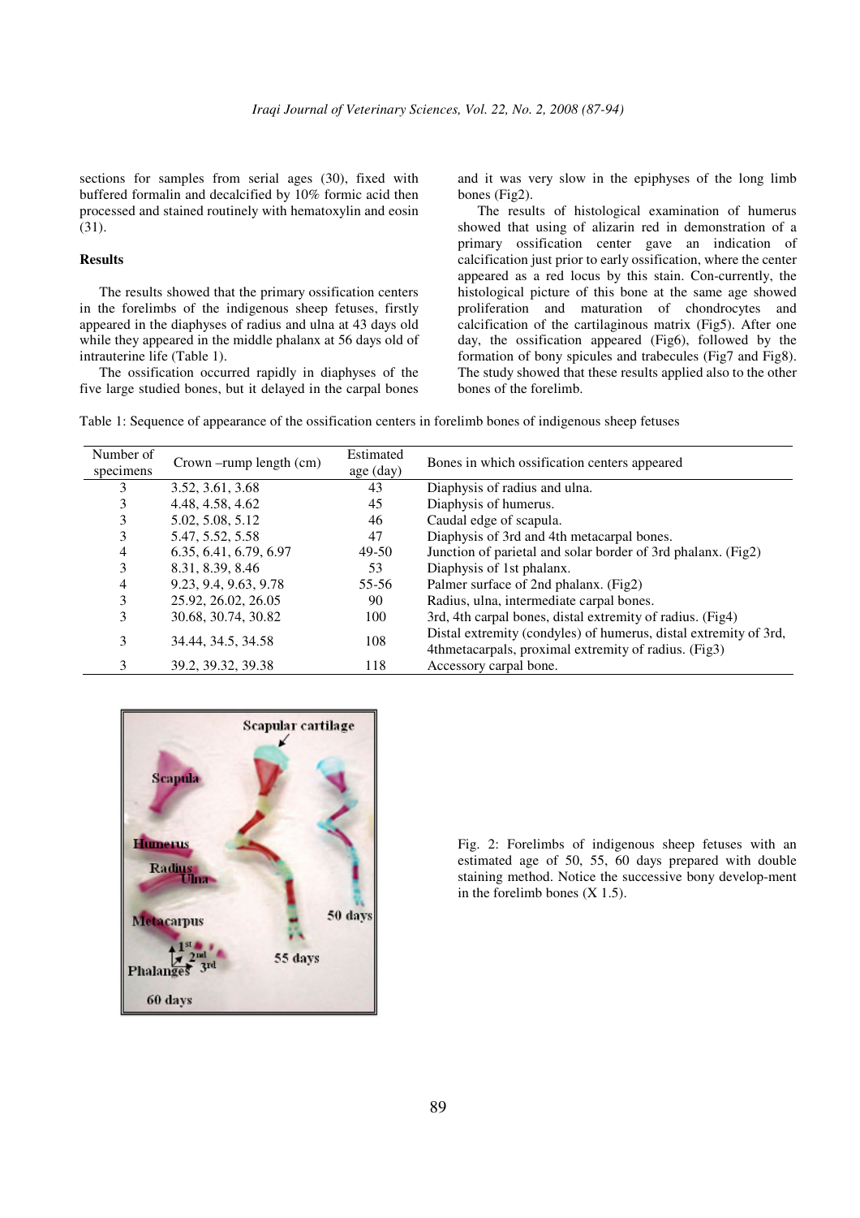sections for samples from serial ages (30), fixed with buffered formalin and decalcified by 10% formic acid then processed and stained routinely with hematoxylin and eosin (31).

### Results

The results showed that the primary ossification centers in the forelimbs of the indigenous sheep fetuses, firstly appeared in the diaphyses of radius and ulna at 43 days old while they appeared in the middle phalanx at 56 days old of intrauterine life (Table 1).

The ossification occurred rapidly in diaphyses of the five large studied bones, but it delayed in the carpal bones and it was very slow in the epiphyses of the long limb bones (Fig2).

The results of histological examination of humerus showed that using of alizarin red in demonstration of a primary ossification center gave an indication of calcification just prior to early ossification, where the center appeared as a red locus by this stain. Con-currently, the histological picture of this bone at the same age showed proliferation and maturation of chondrocytes and calcification of the cartilaginous matrix (Fig5). After one day, the ossification appeared (Fig6), followed by the formation of bony spicules and trabecules (Fig7 and Fig8). The study showed that these results applied also to the other bones of the forelimb.

Table 1: Sequence of appearance of the ossification centers in forelimb bones of indigenous sheep fetuses

| Number of specimens | Crown –rump length (cm) | Estimated age (day) | Bones in which ossification centers appeared |
|---|---|---|---|
| 3 | 3.52, 3.61, 3.68 | 43 | Diaphysis of radius and ulna. |
| 3 | 4.48, 4.58, 4.62 | 45 | Diaphysis of humerus. |
| 3 | 5.02, 5.08, 5.12 | 46 | Caudal edge of scapula. |
| 3 | 5.47, 5.52, 5.58 | 47 | Diaphysis of 3rd and 4th metacarpal bones. |
| 4 | 6.35, 6.41, 6.79, 6.97 | 49-50 | Junction of parietal and solar border of 3rd phalanx. (Fig2) |
| 3 | 8.31, 8.39, 8.46 | 53 | Diaphysis of 1st phalanx. |
| 4 | 9.23, 9.4, 9.63, 9.78 | 55-56 | Palmer surface of 2nd phalanx. (Fig2) |
| 3 | 25.92, 26.02, 26.05 | 90 | Radius, ulna, intermediate carpal bones. |
| 3 | 30.68, 30.74, 30.82 | 100 | 3rd, 4th carpal bones, distal extremity of radius. (Fig4) |
| 3 | 34.44, 34.5, 34.58 | 108 | Distal extremity (condyles) of humerus, distal extremity of 3rd, 4thmetacarpals, proximal extremity of radius. (Fig3) |
| 3 | 39.2, 39.32, 39.38 | 118 | Accessory carpal bone. |

Fig. 2: Forelimbs of indigenous sheep fetuses with an estimated age of 50, 55, 60 days prepared with double staining method. Notice the successive bony develop-ment in the forelimb bones (X 1.5).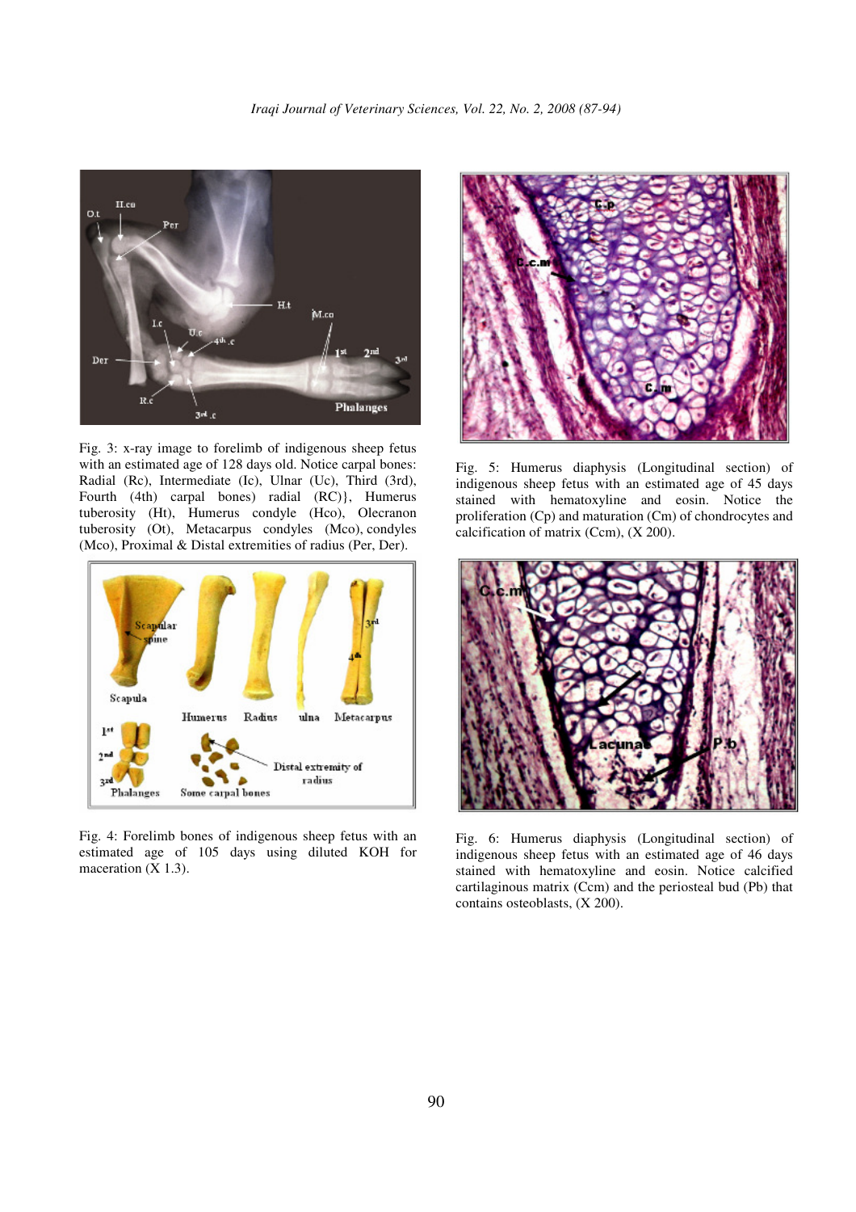Fig. 3: x-ray image to forelimb of indigenous sheep fetus with an estimated age of 128 days old. Notice carpal bones: Radial (Rc), Intermediate (Ic), Ulnar (Uc), Third (3rd), Fourth (4th) carpal bones) radial (RC)}, Humerus tuberosity (Ht), Humerus condyle (Hco), Olecranon tuberosity (Ot), Metacarpus condyles (Mco), condyles (Mco), Proximal & Distal extremities of radius (Per, Der).

Fig. 4: Forelimb bones of indigenous sheep fetus with an estimated age of 105 days using diluted KOH for maceration (X 1.3).

Fig. 5: Humerus diaphysis (Longitudinal section) of indigenous sheep fetus with an estimated age of 45 days stained with hematoxyline and eosin. Notice the proliferation (Cp) and maturation (Cm) of chondrocytes and calcification of matrix (Ccm), (X 200).

Fig. 6: Humerus diaphysis (Longitudinal section) of indigenous sheep fetus with an estimated age of 46 days stained with hematoxyline and eosin. Notice calcified cartilaginous matrix (Ccm) and the periosteal bud (Pb) that contains osteoblasts, (X 200).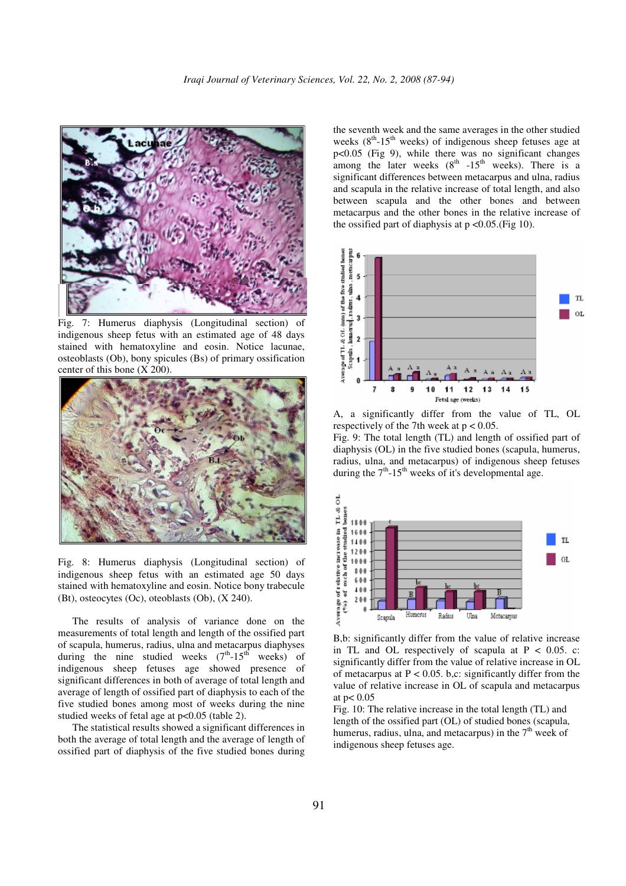Fig. 7: Humerus diaphysis (Longitudinal section) of indigenous sheep fetus with an estimated age of 48 days stained with hematoxyline and eosin. Notice lacunae, osteoblasts (Ob), bony spicules (Bs) of primary ossification center of this bone (X 200).

Fig. 8: Humerus diaphysis (Longitudinal section) of indigenous sheep fetus with an estimated age 50 days stained with hematoxyline and eosin. Notice bony trabecule (Bt), osteocytes (Oc), oteoblasts (Ob), (X 240).

The results of analysis of variance done on the measurements of total length and length of the ossified part of scapula, humerus, radius, ulna and metacarpus diaphyses during the nine studied weeks ($7^{th}$-$15^{th}$ weeks) of indigenous sheep fetuses age showed presence of significant differences in both of average of total length and average of length of ossified part of diaphysis to each of the five studied bones among most of weeks during the nine studied weeks of fetal age at $p<0.05$ (table 2).

The statistical results showed a significant differences in both the average of total length and the average of length of ossified part of diaphysis of the five studied bones during the seventh week and the same averages in the other studied weeks ($8^{th}$-$15^{th}$ weeks) of indigenous sheep fetuses age at $p<0.05$ (Fig 9), while there was no significant changes among the later weeks ($8^{th}$ -$15^{th}$ weeks). There is a significant differences between metacarpus and ulna, radius and scapula in the relative increase of total length, and also between scapula and the other bones and between metacarpus and the other bones in the relative increase of the ossified part of diaphysis at $p <0.05$.(Fig 10).

A, a significantly differ from the value of TL, OL respectively of the 7th week at $p < 0.05$.

Fig. 9: The total length (TL) and length of ossified part of diaphysis (OL) in the five studied bones (scapula, humerus, radius, ulna, and metacarpus) of indigenous sheep fetuses during the $7^{th}$-$15^{th}$ weeks of it's developmental age.

B,b: significantly differ from the value of relative increase in TL and OL respectively of scapula at $P < 0.05$. c: significantly differ from the value of relative increase in OL of metacarpus at $P < 0.05$. b,c: significantly differ from the value of relative increase in OL of scapula and metacarpus at $p< 0.05$

Fig. 10: The relative increase in the total length (TL) and length of the ossified part (OL) of studied bones (scapula, humerus, radius, ulna, and metacarpus) in the $7^{th}$ week of indigenous sheep fetuses age.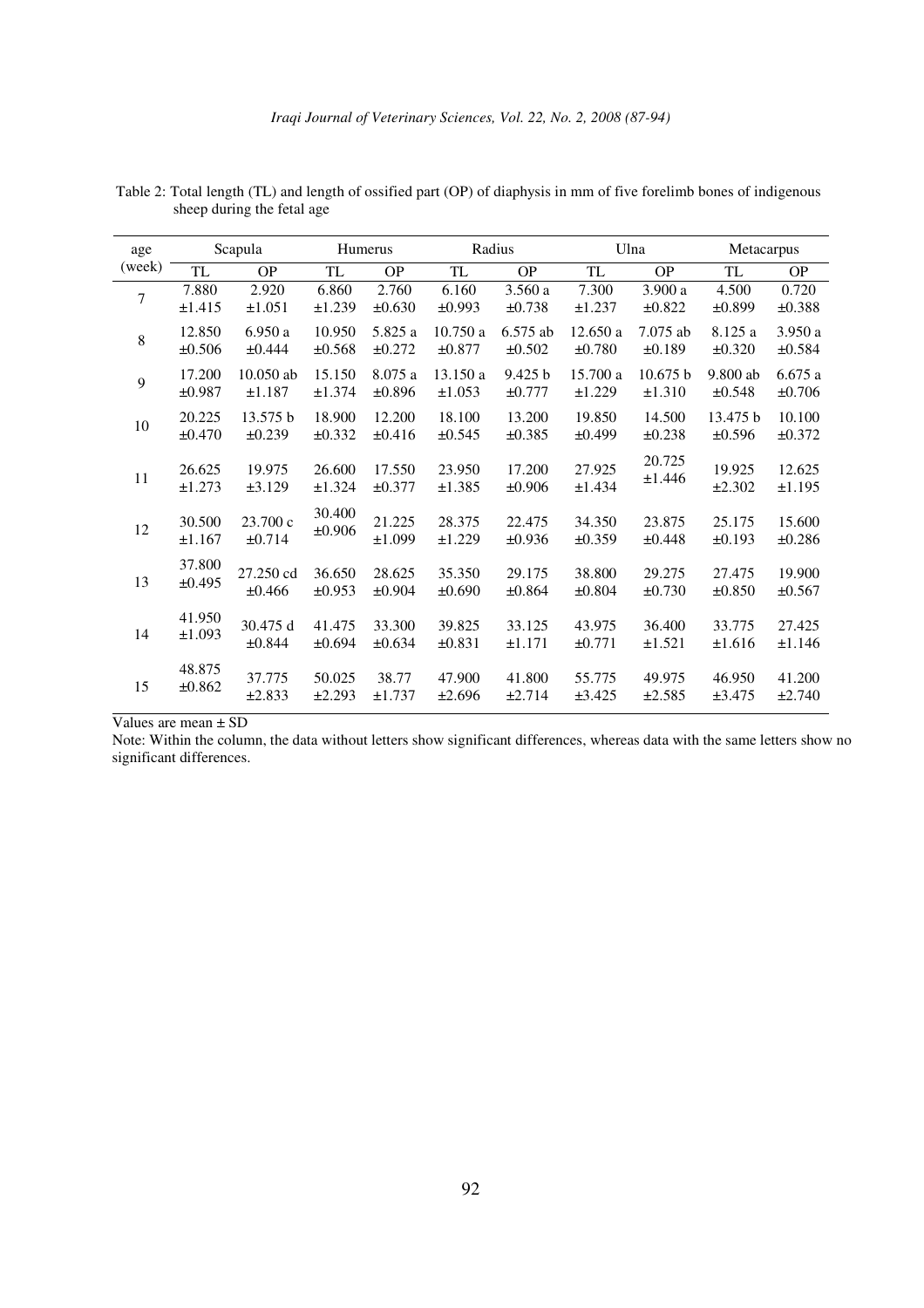Table 2: Total length (TL) and length of ossified part (OP) of diaphysis in mm of five forelimb bones of indigenous sheep during the fetal age

| age (week) | Scapula | | Humerus | | Radius | | Ulna | | Metacarpus | |
|---|---|---|---|---|---|---|---|---|---|---|
| | TL | OP | TL | OP | TL | OP | TL | OP | TL | OP |
| 7 | 7.880 ±1.415 | 2.920 ±1.051 | 6.860 ±1.239 | 2.760 ±0.630 | 6.160 ±0.993 | 3.560 a ±0.738 | 7.300 ±1.237 | 3.900 a ±0.822 | 4.500 ±0.899 | 0.720 ±0.388 |
| 8 | 12.850 ±0.506 | 6.950 a ±0.444 | 10.950 ±0.568 | 5.825 a ±0.272 | 10.750 a ±0.877 | 6.575 ab ±0.502 | 12.650 a ±0.780 | 7.075 ab ±0.189 | 8.125 a ±0.320 | 3.950 a ±0.584 |
| 9 | 17.200 ±0.987 | 10.050 ab ±1.187 | 15.150 ±1.374 | 8.075 a ±0.896 | 13.150 a ±1.053 | 9.425 b ±0.777 | 15.700 a ±1.229 | 10.675 b ±1.310 | 9.800 ab ±0.548 | 6.675 a ±0.706 |
| 10 | 20.225 ±0.470 | 13.575 b ±0.239 | 18.900 ±0.332 | 12.200 ±0.416 | 18.100 ±0.545 | 13.200 ±0.385 | 19.850 ±0.499 | 14.500 ±0.238 | 13.475 b ±0.596 | 10.100 ±0.372 |
| 11 | 26.625 ±1.273 | 19.975 ±3.129 | 26.600 ±1.324 | 17.550 ±0.377 | 23.950 ±1.385 | 17.200 ±0.906 | 27.925 ±1.434 | 20.725 ±1.446 | 19.925 ±2.302 | 12.625 ±1.195 |
| 12 | 30.500 ±1.167 | 23.700 c ±0.714 | 30.400 ±0.906 | 21.225 ±1.099 | 28.375 ±1.229 | 22.475 ±0.936 | 34.350 ±0.359 | 23.875 ±0.448 | 25.175 ±0.193 | 15.600 ±0.286 |
| 13 | 37.800 ±0.495 | 27.250 cd ±0.466 | 36.650 ±0.953 | 28.625 ±0.904 | 35.350 ±0.690 | 29.175 ±0.864 | 38.800 ±0.804 | 29.275 ±0.730 | 27.475 ±0.850 | 19.900 ±0.567 |
| 14 | 41.950 ±1.093 | 30.475 d ±0.844 | 41.475 ±0.694 | 33.300 ±0.634 | 39.825 ±0.831 | 33.125 ±1.171 | 43.975 ±0.771 | 36.400 ±1.521 | 33.775 ±1.616 | 27.425 ±1.146 |
| 15 | 48.875 ±0.862 | 37.775 ±2.833 | 50.025 ±2.293 | 38.77 ±1.737 | 47.900 ±2.696 | 41.800 ±2.714 | 55.775 ±3.425 | 49.975 ±2.585 | 46.950 ±3.475 | 41.200 ±2.740 |

Values are mean ± SD

Note: Within the column, the data without letters show significant differences, whereas data with the same letters show no significant differences.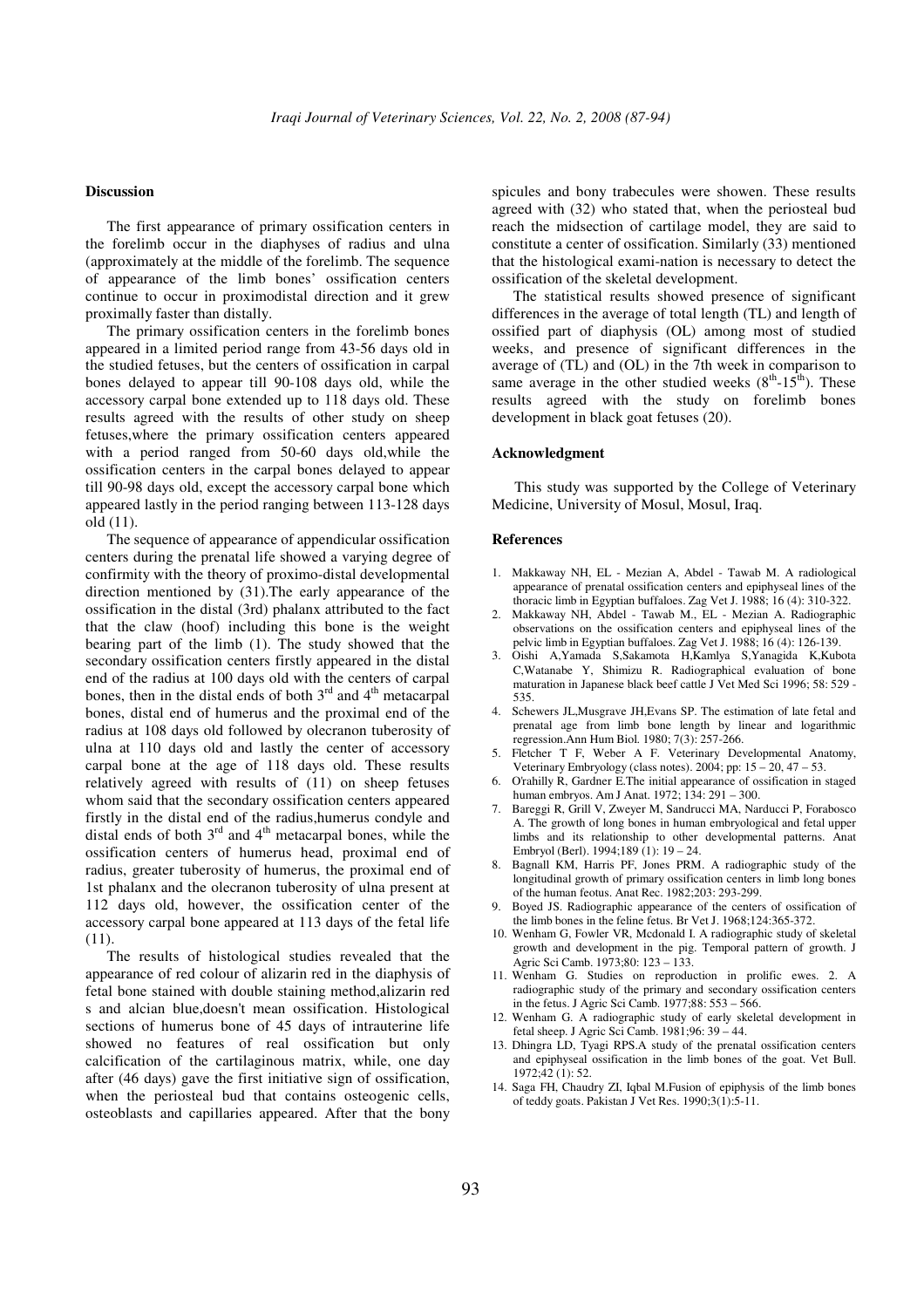## Discussion

The first appearance of primary ossification centers in the forelimb occur in the diaphyses of radius and ulna (approximately at the middle of the forelimb. The sequence of appearance of the limb bones' ossification centers continue to occur in proximodistal direction and it grew proximally faster than distally.

The primary ossification centers in the forelimb bones appeared in a limited period range from 43-56 days old in the studied fetuses, but the centers of ossification in carpal bones delayed to appear till 90-108 days old, while the accessory carpal bone extended up to 118 days old. These results agreed with the results of other study on sheep fetuses,where the primary ossification centers appeared with a period ranged from 50-60 days old,while the ossification centers in the carpal bones delayed to appear till 90-98 days old, except the accessory carpal bone which appeared lastly in the period ranging between 113-128 days old (11).

The sequence of appearance of appendicular ossification centers during the prenatal life showed a varying degree of confirmity with the theory of proximo-distal developmental direction mentioned by (31).The early appearance of the ossification in the distal (3rd) phalanx attributed to the fact that the claw (hoof) including this bone is the weight bearing part of the limb (1). The study showed that the secondary ossification centers firstly appeared in the distal end of the radius at 100 days old with the centers of carpal bones, then in the distal ends of both 3rd and 4th metacarpal bones, distal end of humerus and the proximal end of the radius at 108 days old followed by olecranon tuberosity of ulna at 110 days old and lastly the center of accessory carpal bone at the age of 118 days old. These results relatively agreed with results of (11) on sheep fetuses whom said that the secondary ossification centers appeared firstly in the distal end of the radius,humerus condyle and distal ends of both 3rd and 4th metacarpal bones, while the ossification centers of humerus head, proximal end of radius, greater tuberosity of humerus, the proximal end of 1st phalanx and the olecranon tuberosity of ulna present at 112 days old, however, the ossification center of the accessory carpal bone appeared at 113 days of the fetal life (11).

The results of histological studies revealed that the appearance of red colour of alizarin red in the diaphysis of fetal bone stained with double staining method,alizarin red s and alcian blue,doesn't mean ossification. Histological sections of humerus bone of 45 days of intrauterine life showed no features of real ossification but only calcification of the cartilaginous matrix, while, one day after (46 days) gave the first initiative sign of ossification, when the periosteal bud that contains osteogenic cells, osteoblasts and capillaries appeared. After that the bony spicules and bony trabecules were showen. These results agreed with (32) who stated that, when the periosteal bud reach the midsection of cartilage model, they are said to constitute a center of ossification. Similarly (33) mentioned that the histological exami-nation is necessary to detect the ossification of the skeletal development.

The statistical results showed presence of significant differences in the average of total length (TL) and length of ossified part of diaphysis (OL) among most of studied weeks, and presence of significant differences in the average of (TL) and (OL) in the 7th week in comparison to same average in the other studied weeks (8th-15th). These results agreed with the study on forelimb bones development in black goat fetuses (20).

## Acknowledgment

This study was supported by the College of Veterinary Medicine, University of Mosul, Mosul, Iraq.

## References

1. Makkaway NH, EL - Mezian A, Abdel - Tawab M. A radiological appearance of prenatal ossification centers and epiphyseal lines of the thoracic limb in Egyptian buffaloes. Zag Vet J. 1988; 16 (4): 310-322.
2. Makkaway NH, Abdel - Tawab M., EL - Mezian A. Radiographic observations on the ossification centers and epiphyseal lines of the pelvic limb in Egyptian buffaloes. Zag Vet J. 1988; 16 (4): 126-139.
3. Oishi A,Yamada S,Sakamota H,Kamlya S,Yanagida K,Kubota C,Watanabe Y, Shimizu R. Radiographical evaluation of bone maturation in Japanese black beef cattle J Vet Med Sci 1996; 58: 529 - 535.
4. Schewers JL,Musgrave JH,Evans SP. The estimation of late fetal and prenatal age from limb bone length by linear and logarithmic regression.Ann Hum Biol. 1980; 7(3): 257-266.
5. Fletcher T F, Weber A F. Veterinary Developmental Anatomy, Veterinary Embryology (class notes). 2004; pp: 15 – 20, 47 – 53.
6. O'rahilly R, Gardner E.The initial appearance of ossification in staged human embryos. Am J Anat. 1972; 134: 291 – 300.
7. Bareggi R, Grill V, Zweyer M, Sandrucci MA, Narducci P, Forabosco A. The growth of long bones in human embryological and fetal upper limbs and its relationship to other developmental patterns. Anat Embryol (Berl). 1994;189 (1): 19 – 24.
8. Bagnall KM, Harris PF, Jones PRM. A radiographic study of the longitudinal growth of primary ossification centers in limb long bones of the human feotus. Anat Rec. 1982;203: 293-299.
9. Boyed JS. Radiographic appearance of the centers of ossification of the limb bones in the feline fetus. Br Vet J. 1968;124:365-372.
10. Wenham G, Fowler VR, Mcdonald I. A radiographic study of skeletal growth and development in the pig. Temporal pattern of growth. J Agric Sci Camb. 1973;80: 123 – 133.
11. Wenham G. Studies on reproduction in prolific ewes. 2. A radiographic study of the primary and secondary ossification centers in the fetus. J Agric Sci Camb. 1977;88: 553 – 566.
12. Wenham G. A radiographic study of early skeletal development in fetal sheep. J Agric Sci Camb. 1981;96: 39 – 44.
13. Dhingra LD, Tyagi RPS.A study of the prenatal ossification centers and epiphyseal ossification in the limb bones of the goat. Vet Bull. 1972;42 (1): 52.
14. Saga FH, Chaudry ZI, Iqbal M.Fusion of epiphysis of the limb bones of teddy goats. Pakistan J Vet Res. 1990;3(1):5-11.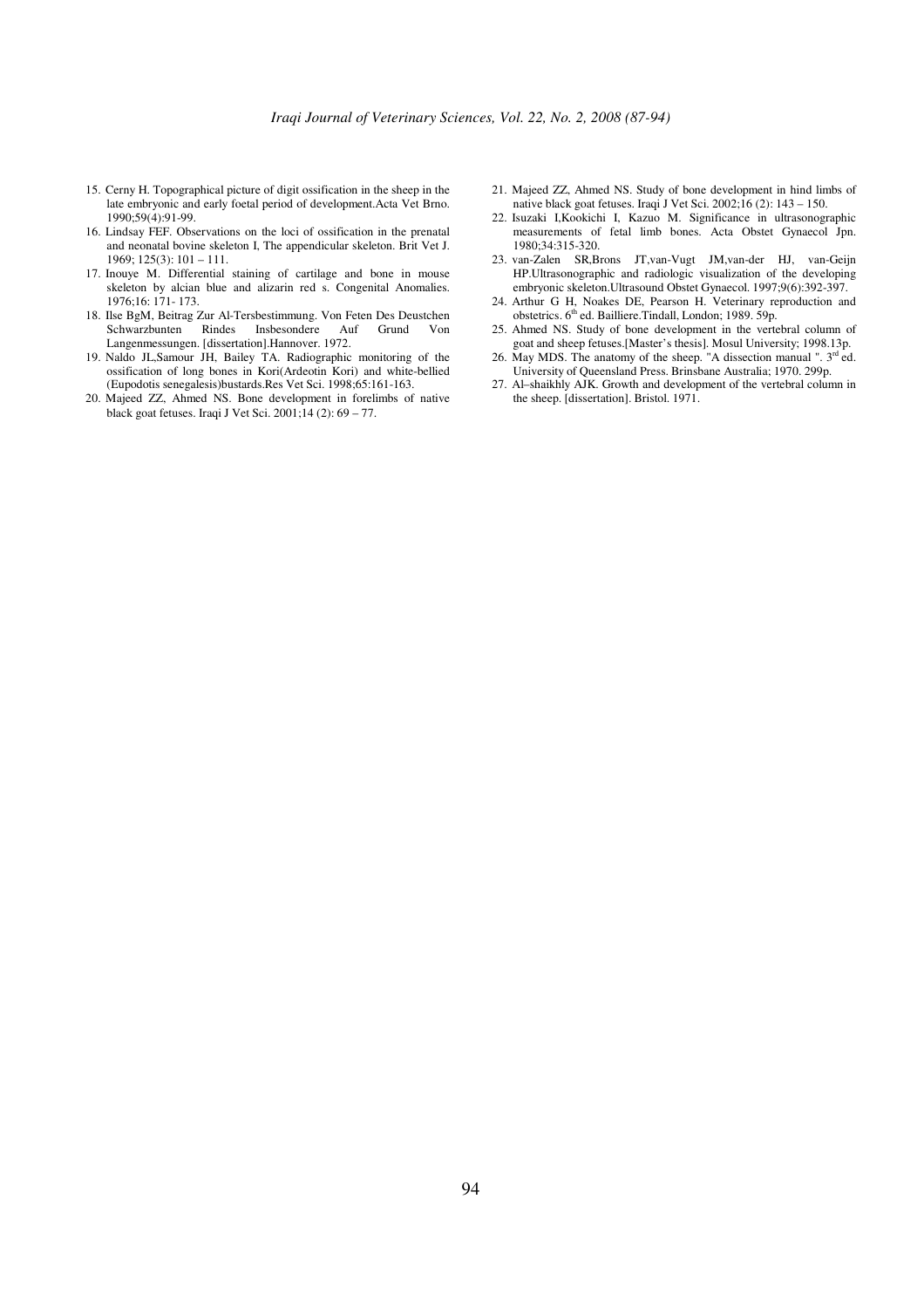15. Cerny H. Topographical picture of digit ossification in the sheep in the late embryonic and early foetal period of development.Acta Vet Brno. 1990;59(4):91-99.
16. Lindsay FEF. Observations on the loci of ossification in the prenatal and neonatal bovine skeleton I, The appendicular skeleton. Brit Vet J. 1969; 125(3): 101 – 111.
17. Inouye M. Differential staining of cartilage and bone in mouse skeleton by alcian blue and alizarin red s. Congenital Anomalies. 1976;16: 171- 173.
18. Ilse BgM, Beitrag Zur Al-Tersbestimmung. Von Feten Des Deustchen Schwarzbunten Rindes Insbesondere Auf Grund Von Langenmessungen. [dissertation].Hannover. 1972.
19. Naldo JL,Samour JH, Bailey TA. Radiographic monitoring of the ossification of long bones in Kori(Ardeotin Kori) and white-bellied (Eupodotis senegalesis)bustards.Res Vet Sci. 1998;65:161-163.
20. Majeed ZZ, Ahmed NS. Bone development in forelimbs of native black goat fetuses. Iraqi J Vet Sci. 2001;14 (2): 69 – 77.
21. Majeed ZZ, Ahmed NS. Study of bone development in hind limbs of native black goat fetuses. Iraqi J Vet Sci. 2002;16 (2): 143 – 150.
22. Isuzaki I,Kookichi I, Kazuo M. Significance in ultrasonographic measurements of fetal limb bones. Acta Obstet Gynaecol Jpn. 1980;34:315-320.
23. van-Zalen SR,Brons JT,van-Vugt JM,van-der HJ, van-Geijn HP.Ultrasonographic and radiologic visualization of the developing embryonic skeleton.Ultrasound Obstet Gynaecol. 1997;9(6):392-397.
24. Arthur G H, Noakes DE, Pearson H. Veterinary reproduction and obstetrics. 6th ed. Bailliere.Tindall, London; 1989. 59p.
25. Ahmed NS. Study of bone development in the vertebral column of goat and sheep fetuses.[Master's thesis]. Mosul University; 1998.13p.
26. May MDS. The anatomy of the sheep. "A dissection manual ". 3rd ed. University of Queensland Press. Brinsbane Australia; 1970. 299p.
27. Al–shaikhly AJK. Growth and development of the vertebral column in the sheep. [dissertation]. Bristol. 1971.